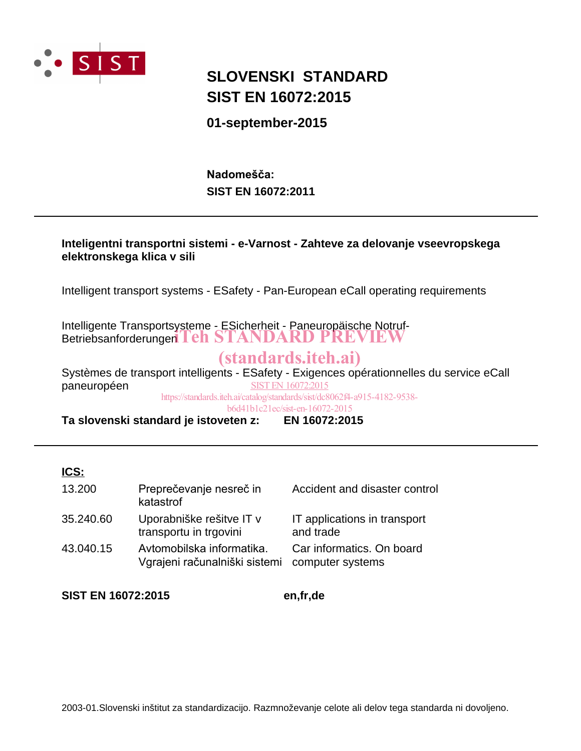SIST

# SLOVENSKI STANDARD
# SIST EN 16072:2015

**01-september-2015**

**Nadomešča:**
**SIST EN 16072:2011**

---

**Inteligentni transportni sistemi - e-Varnost - Zahteve za delovanje vseevropskega elektronskega klica v sili**

Intelligent transport systems - ESafety - Pan-European eCall operating requirements

Intelligente Transportsysteme - ESicherheit - Paneuropäische Notruf-Betriebsanforderungen

iTeh STANDARD PREVIEW
(standards.iteh.ai)

Systèmes de transport intelligents - ESafety - Exigences opérationnelles du service eCall paneuropéen

SIST EN 16072:2015
https://standards.iteh.ai/catalog/standards/sist/dc8062f4-a915-4182-9538-b6d41b1c21ec/sist-en-16072-2015

**Ta slovenski standard je istoveten z:** **EN 16072:2015**

---

**ICS:**

| | | |
|---|---|---|
| 13.200 | Preprečevanje nesreč in katastrof | Accident and disaster control |
| 35.240.60 | Uporabniške rešitve IT v transportu in trgovini | IT applications in transport and trade |
| 43.040.15 | Avtomobilska informatika. Vgrajeni računalniški sistemi | Car informatics. On board computer systems |

**SIST EN 16072:2015** **en,fr,de**

2003-01.Slovenski inštitut za standardizacijo. Razmnoževanje celote ali delov tega standarda ni dovoljeno.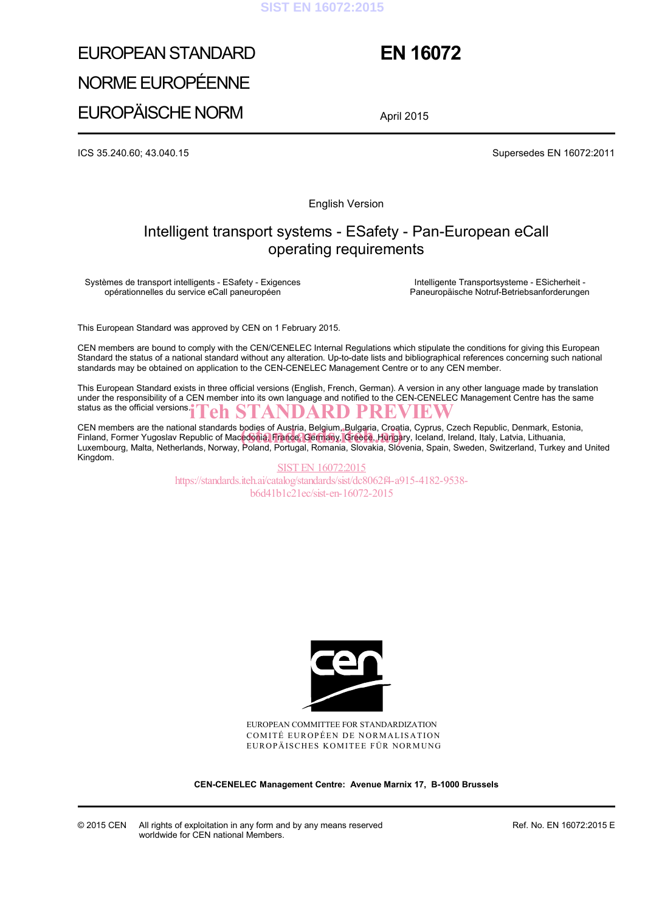EUROPEAN STANDARD

NORME EUROPÉENNE

EUROPÄISCHE NORM

# EN 16072

April 2015

ICS 35.240.60; 43.040.15

Supersedes EN 16072:2011

English Version

## Intelligent transport systems - ESafety - Pan-European eCall operating requirements

Systèmes de transport intelligents - ESafety - Exigences opérationnelles du service eCall paneuropéen

Intelligente Transportsysteme - ESicherheit - Paneuropäische Notruf-Betriebsanforderungen

This European Standard was approved by CEN on 1 February 2015.

CEN members are bound to comply with the CEN/CENELEC Internal Regulations which stipulate the conditions for giving this European Standard the status of a national standard without any alteration. Up-to-date lists and bibliographical references concerning such national standards may be obtained on application to the CEN-CENELEC Management Centre or to any CEN member.

This European Standard exists in three official versions (English, French, German). A version in any other language made by translation under the responsibility of a CEN member into its own language and notified to the CEN-CENELEC Management Centre has the same status as the official versions.

CEN members are the national standards bodies of Austria, Belgium, Bulgaria, Croatia, Cyprus, Czech Republic, Denmark, Estonia, Finland, Former Yugoslav Republic of Macedonia, France, Germany, Greece, Hungary, Iceland, Ireland, Italy, Latvia, Lithuania, Luxembourg, Malta, Netherlands, Norway, Poland, Portugal, Romania, Slovakia, Slovenia, Spain, Sweden, Switzerland, Turkey and United Kingdom.

EUROPEAN COMMITTEE FOR STANDARDIZATION
COMITÉ EUROPÉEN DE NORMALISATION
EUROPÄISCHES KOMITEE FÜR NORMUNG

**CEN-CENELEC Management Centre: Avenue Marnix 17, B-1000 Brussels**

© 2015 CEN All rights of exploitation in any form and by any means reserved worldwide for CEN national Members.

Ref. No. EN 16072:2015 E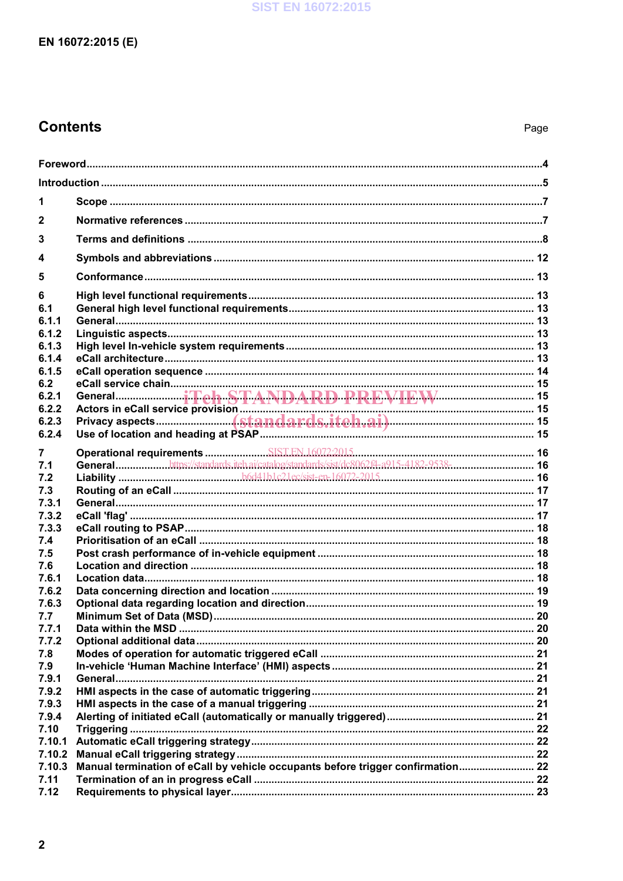## Contents

Page

Foreword ....................................................................................................................................................4

Introduction ................................................................................................................................................5

1 Scope ..................................................................................................................................................7

2 Normative references ..........................................................................................................................7

3 Terms and definitions ..........................................................................................................................8

4 Symbols and abbreviations ................................................................................................................ 12

5 Conformance ..................................................................................................................................... 13

6 High level functional requirements .................................................................................................. 13
6.1 General high level functional requirements ..................................................................................... 13
6.1.1 General .......................................................................................................................................... 13
6.1.2 Linguistic aspects ........................................................................................................................... 13
6.1.3 High level In-vehicle system requirements ..................................................................................... 13
6.1.4 eCall architecture ........................................................................................................................... 13
6.1.5 eCall operation sequence ............................................................................................................... 14
6.2 eCall service chain ............................................................................................................................. 15
6.2.1 General .......................................................................................................................................... 15
6.2.2 Actors in eCall service provision ..................................................................................................... 15
6.2.3 Privacy aspects ............................................................................................................................... 15
6.2.4 Use of location and heading at PSAP ............................................................................................. 15

7 Operational requirements ................................................................................................................... 16
7.1 General ............................................................................................................................................... 16
7.2 Liability ............................................................................................................................................... 16
7.3 Routing of an eCall ............................................................................................................................. 17
7.3.1 General .......................................................................................................................................... 17
7.3.2 eCall 'flag' ...................................................................................................................................... 17
7.3.3 eCall routing to PSAP ..................................................................................................................... 18
7.4 Prioritisation of an eCall ..................................................................................................................... 18
7.5 Post crash performance of in-vehicle equipment ................................................................................ 18
7.6 Location and direction ......................................................................................................................... 18
7.6.1 Location data .................................................................................................................................. 18
7.6.2 Data concerning direction and location ............................................................................................ 19
7.6.3 Optional data regarding location and direction ................................................................................ 19
7.7 Minimum Set of Data (MSD) ................................................................................................................ 20
7.7.1 Data within the MSD ....................................................................................................................... 20
7.7.2 Optional additional data .................................................................................................................. 20
7.8 Modes of operation for automatic triggered eCall ................................................................................ 21
7.9 In-vehicle ‘Human Machine Interface’ (HMI) aspects .......................................................................... 21
7.9.1 General .......................................................................................................................................... 21
7.9.2 HMI aspects in the case of automatic triggering .............................................................................. 21
7.9.3 HMI aspects in the case of a manual triggering ............................................................................... 21
7.9.4 Alerting of initiated eCall (automatically or manually triggered) ........................................................ 21
7.10 Triggering ......................................................................................................................................... 22
7.10.1 Automatic eCall triggering strategy ................................................................................................ 22
7.10.2 Manual eCall triggering strategy .................................................................................................... 22
7.10.3 Manual termination of eCall by vehicle occupants before trigger confirmation .............................. 22
7.11 Termination of an in progress eCall ................................................................................................. 22
7.12 Requirements to physical layer ........................................................................................................ 23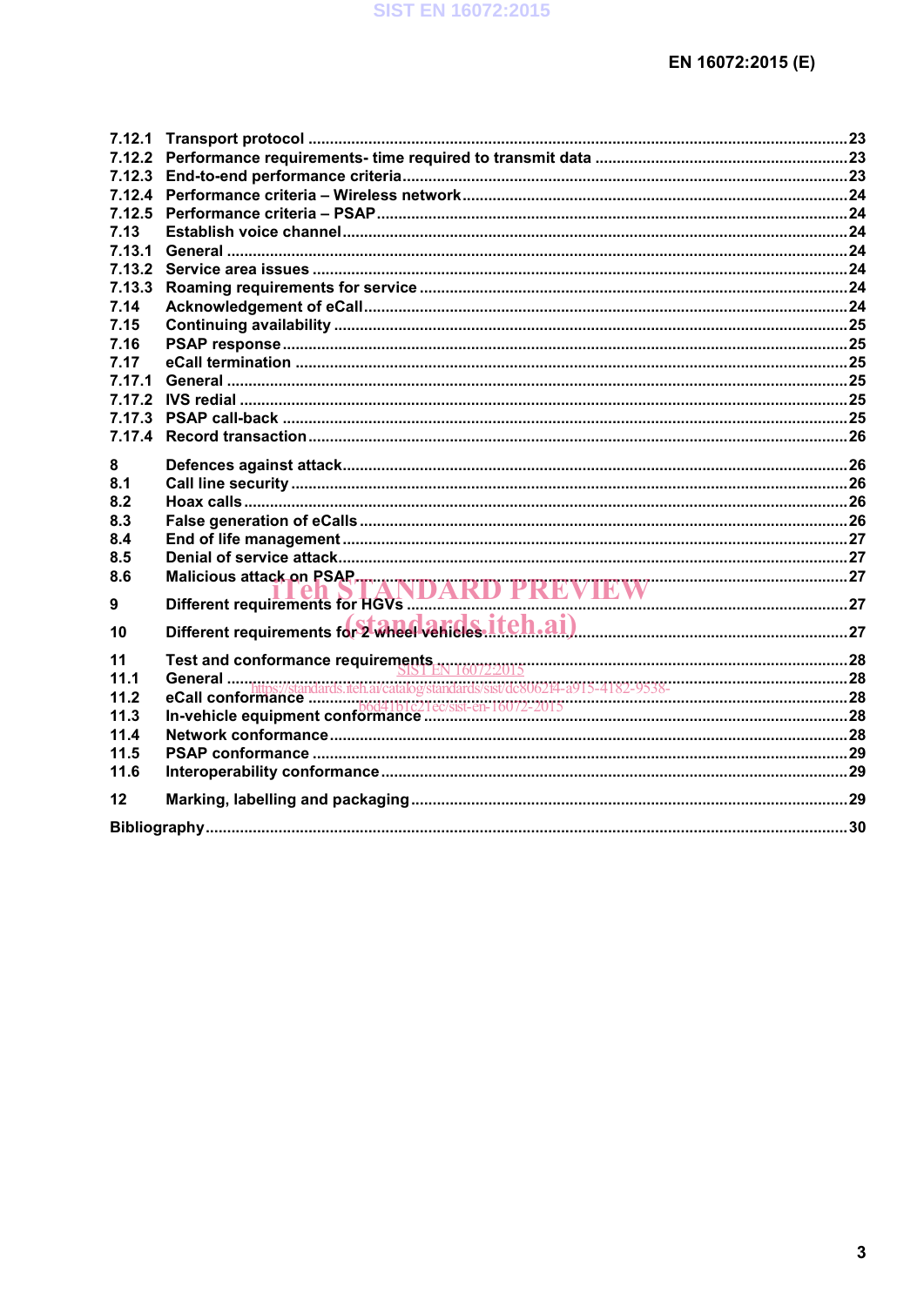7.12.1 Transport protocol ....................................................................................................................23
7.12.2 Performance requirements- time required to transmit data ....................................................23
7.12.3 End-to-end performance criteria...............................................................................................23
7.12.4 Performance criteria – Wireless network..................................................................................24
7.12.5 Performance criteria – PSAP .....................................................................................................24
7.13 Establish voice channel.............................................................................................................24
7.13.1 General .......................................................................................................................................24
7.13.2 Service area issues ....................................................................................................................24
7.13.3 Roaming requirements for service ...........................................................................................24
7.14 Acknowledgement of eCall........................................................................................................24
7.15 Continuing availability ...............................................................................................................25
7.16 PSAP response...........................................................................................................................25
7.17 eCall termination ........................................................................................................................25
7.17.1 General .......................................................................................................................................25
7.17.2 IVS redial ....................................................................................................................................25
7.17.3 PSAP call-back ...........................................................................................................................25
7.17.4 Record transaction.....................................................................................................................26

8 Defences against attack.............................................................................................................26
8.1 Call line security .........................................................................................................................26
8.2 Hoax calls....................................................................................................................................26
8.3 False generation of eCalls .........................................................................................................26
8.4 End of life management .............................................................................................................27
8.5 Denial of service attack..............................................................................................................27
8.6 Malicious attack on PSAP..........................................................................................................27

9 Different requirements for HGVs ..............................................................................................27

10 Different requirements for 2 wheel vehicles.............................................................................27

11 Test and conformance requirements ........................................................................................28
11.1 General .......................................................................................................................................28
11.2 eCall conformance .....................................................................................................................28
11.3 In-vehicle equipment conformance ..........................................................................................28
11.4 Network conformance................................................................................................................28
11.5 PSAP conformance ....................................................................................................................29
11.6 Interoperability conformance.....................................................................................................29

12 Marking, labelling and packaging..............................................................................................29

Bibliography.............................................................................................................................................30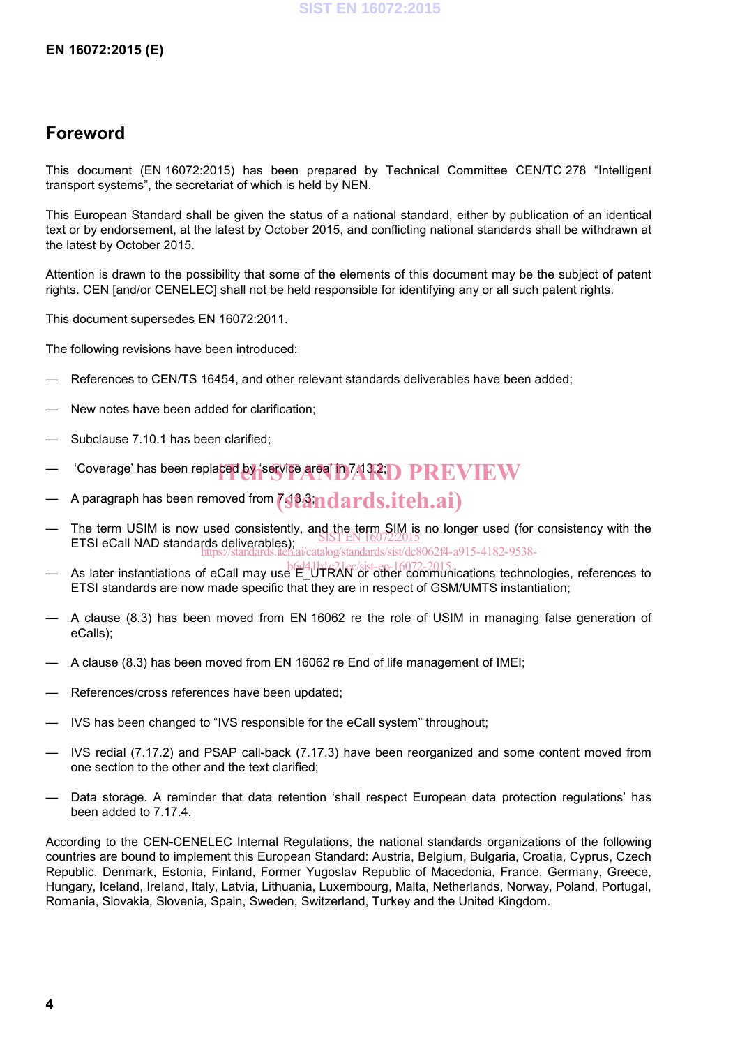## Foreword

This document (EN 16072:2015) has been prepared by Technical Committee CEN/TC 278 “Intelligent transport systems”, the secretariat of which is held by NEN.

This European Standard shall be given the status of a national standard, either by publication of an identical text or by endorsement, at the latest by October 2015, and conflicting national standards shall be withdrawn at the latest by October 2015.

Attention is drawn to the possibility that some of the elements of this document may be the subject of patent rights. CEN [and/or CENELEC] shall not be held responsible for identifying any or all such patent rights.

This document supersedes EN 16072:2011.

The following revisions have been introduced:

— References to CEN/TS 16454, and other relevant standards deliverables have been added;

— New notes have been added for clarification;

— Subclause 7.10.1 has been clarified;

— ‘Coverage’ has been replaced by ‘service area’ in 7.13.2;

— A paragraph has been removed from 7.13.3;

— The term USIM is now used consistently, and the term SIM is no longer used (for consistency with the ETSI eCall NAD standards deliverables);

— As later instantiations of eCall may use E_UTRAN or other communications technologies, references to ETSI standards are now made specific that they are in respect of GSM/UMTS instantiation;

— A clause (8.3) has been moved from EN 16062 re the role of USIM in managing false generation of eCalls);

— A clause (8.3) has been moved from EN 16062 re End of life management of IMEI;

— References/cross references have been updated;

— IVS has been changed to “IVS responsible for the eCall system” throughout;

— IVS redial (7.17.2) and PSAP call-back (7.17.3) have been reorganized and some content moved from one section to the other and the text clarified;

— Data storage. A reminder that data retention ‘shall respect European data protection regulations’ has been added to 7.17.4.

According to the CEN-CENELEC Internal Regulations, the national standards organizations of the following countries are bound to implement this European Standard: Austria, Belgium, Bulgaria, Croatia, Cyprus, Czech Republic, Denmark, Estonia, Finland, Former Yugoslav Republic of Macedonia, France, Germany, Greece, Hungary, Iceland, Ireland, Italy, Latvia, Lithuania, Luxembourg, Malta, Netherlands, Norway, Poland, Portugal, Romania, Slovakia, Slovenia, Spain, Sweden, Switzerland, Turkey and the United Kingdom.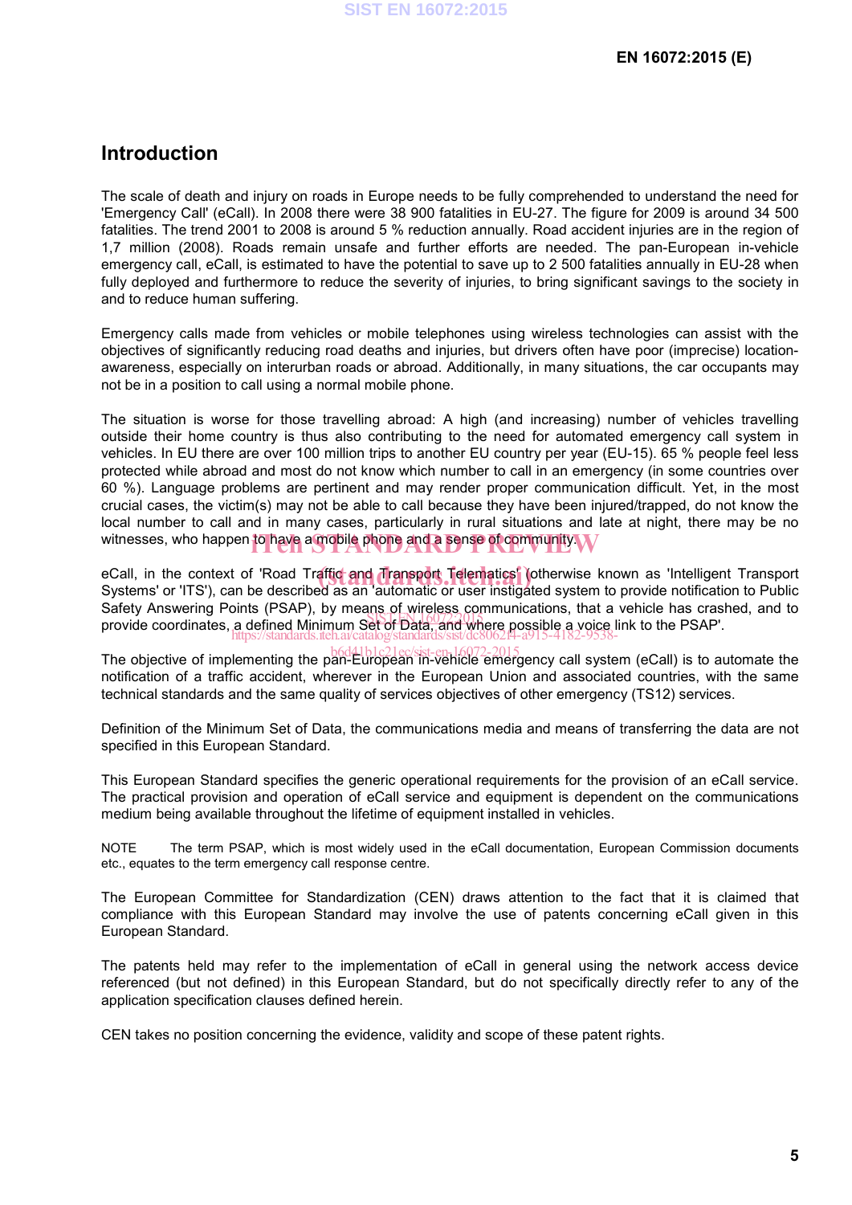# Introduction

The scale of death and injury on roads in Europe needs to be fully comprehended to understand the need for 'Emergency Call' (eCall). In 2008 there were 38 900 fatalities in EU-27. The figure for 2009 is around 34 500 fatalities. The trend 2001 to 2008 is around 5 % reduction annually. Road accident injuries are in the region of 1,7 million (2008). Roads remain unsafe and further efforts are needed. The pan-European in-vehicle emergency call, eCall, is estimated to have the potential to save up to 2 500 fatalities annually in EU-28 when fully deployed and furthermore to reduce the severity of injuries, to bring significant savings to the society in and to reduce human suffering.

Emergency calls made from vehicles or mobile telephones using wireless technologies can assist with the objectives of significantly reducing road deaths and injuries, but drivers often have poor (imprecise) location-awareness, especially on interurban roads or abroad. Additionally, in many situations, the car occupants may not be in a position to call using a normal mobile phone.

The situation is worse for those travelling abroad: A high (and increasing) number of vehicles travelling outside their home country is thus also contributing to the need for automated emergency call system in vehicles. In EU there are over 100 million trips to another EU country per year (EU-15). 65 % people feel less protected while abroad and most do not know which number to call in an emergency (in some countries over 60 %). Language problems are pertinent and may render proper communication difficult. Yet, in the most crucial cases, the victim(s) may not be able to call because they have been injured/trapped, do not know the local number to call and in many cases, particularly in rural situations and late at night, there may be no witnesses, who happen to have a mobile phone and a sense of community.

eCall, in the context of 'Road Traffic and Transport Telematics' (otherwise known as 'Intelligent Transport Systems' or 'ITS'), can be described as an 'automatic or user instigated system to provide notification to Public Safety Answering Points (PSAP), by means of wireless communications, that a vehicle has crashed, and to provide coordinates, a defined Minimum Set of Data, and where possible a voice link to the PSAP'.

The objective of implementing the pan-European in-vehicle emergency call system (eCall) is to automate the notification of a traffic accident, wherever in the European Union and associated countries, with the same technical standards and the same quality of services objectives of other emergency (TS12) services.

Definition of the Minimum Set of Data, the communications media and means of transferring the data are not specified in this European Standard.

This European Standard specifies the generic operational requirements for the provision of an eCall service. The practical provision and operation of eCall service and equipment is dependent on the communications medium being available throughout the lifetime of equipment installed in vehicles.

NOTE The term PSAP, which is most widely used in the eCall documentation, European Commission documents etc., equates to the term emergency call response centre.

The European Committee for Standardization (CEN) draws attention to the fact that it is claimed that compliance with this European Standard may involve the use of patents concerning eCall given in this European Standard.

The patents held may refer to the implementation of eCall in general using the network access device referenced (but not defined) in this European Standard, but do not specifically directly refer to any of the application specification clauses defined herein.

CEN takes no position concerning the evidence, validity and scope of these patent rights.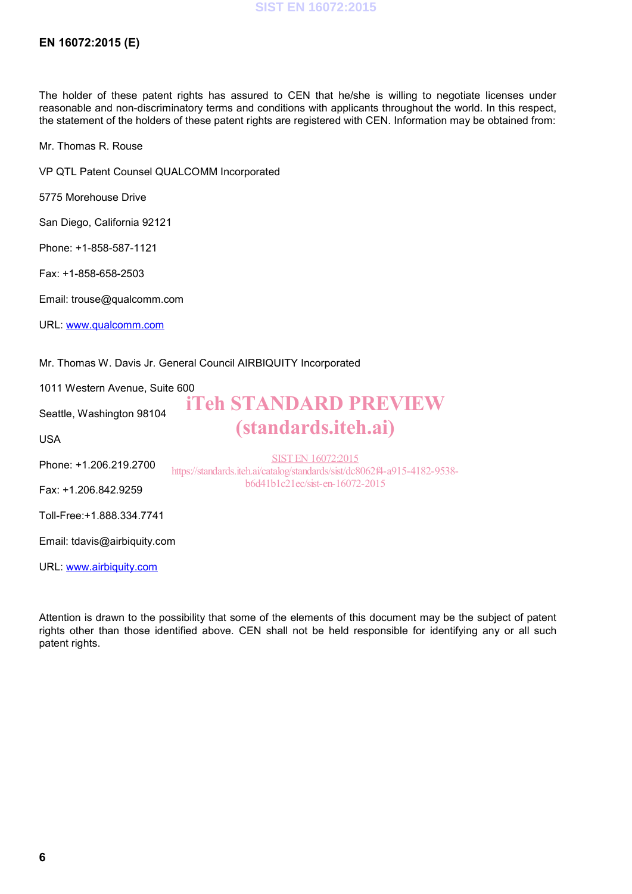The holder of these patent rights has assured to CEN that he/she is willing to negotiate licenses under reasonable and non-discriminatory terms and conditions with applicants throughout the world. In this respect, the statement of the holders of these patent rights are registered with CEN. Information may be obtained from:

Mr. Thomas R. Rouse

VP QTL Patent Counsel QUALCOMM Incorporated

5775 Morehouse Drive

San Diego, California 92121

Phone: +1-858-587-1121

Fax: +1-858-658-2503

Email: trouse@qualcomm.com

URL: www.qualcomm.com

Mr. Thomas W. Davis Jr. General Council AIRBIQUITY Incorporated

1011 Western Avenue, Suite 600

Seattle, Washington 98104

USA

Phone: +1.206.219.2700

Fax: +1.206.842.9259

Toll-Free:+1.888.334.7741

Email: tdavis@airbiquity.com

URL: www.airbiquity.com

Attention is drawn to the possibility that some of the elements of this document may be the subject of patent rights other than those identified above. CEN shall not be held responsible for identifying any or all such patent rights.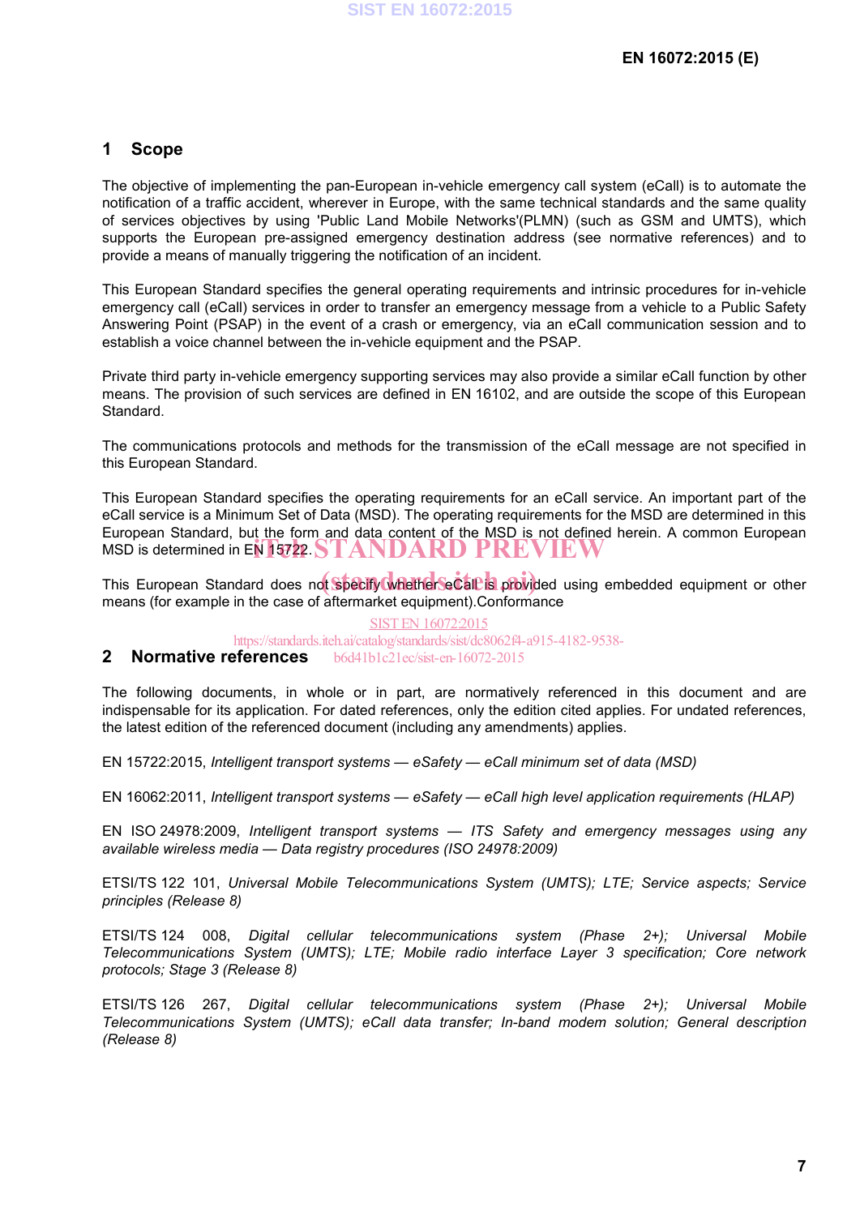## 1 Scope

The objective of implementing the pan-European in-vehicle emergency call system (eCall) is to automate the notification of a traffic accident, wherever in Europe, with the same technical standards and the same quality of services objectives by using 'Public Land Mobile Networks'(PLMN) (such as GSM and UMTS), which supports the European pre-assigned emergency destination address (see normative references) and to provide a means of manually triggering the notification of an incident.

This European Standard specifies the general operating requirements and intrinsic procedures for in-vehicle emergency call (eCall) services in order to transfer an emergency message from a vehicle to a Public Safety Answering Point (PSAP) in the event of a crash or emergency, via an eCall communication session and to establish a voice channel between the in-vehicle equipment and the PSAP.

Private third party in-vehicle emergency supporting services may also provide a similar eCall function by other means. The provision of such services are defined in EN 16102, and are outside the scope of this European Standard.

The communications protocols and methods for the transmission of the eCall message are not specified in this European Standard.

This European Standard specifies the operating requirements for an eCall service. An important part of the eCall service is a Minimum Set of Data (MSD). The operating requirements for the MSD are determined in this European Standard, but the form and data content of the MSD is not defined herein. A common European MSD is determined in EN 15722.

This European Standard does not specify whether eCall is provided using embedded equipment or other means (for example in the case of aftermarket equipment).Conformance

## 2 Normative references

The following documents, in whole or in part, are normatively referenced in this document and are indispensable for its application. For dated references, only the edition cited applies. For undated references, the latest edition of the referenced document (including any amendments) applies.

EN 15722:2015, *Intelligent transport systems — eSafety — eCall minimum set of data (MSD)*

EN 16062:2011, *Intelligent transport systems — eSafety — eCall high level application requirements (HLAP)*

EN ISO 24978:2009, *Intelligent transport systems — ITS Safety and emergency messages using any available wireless media — Data registry procedures (ISO 24978:2009)*

ETSI/TS 122 101, *Universal Mobile Telecommunications System (UMTS); LTE; Service aspects; Service principles (Release 8)*

ETSI/TS 124 008, *Digital cellular telecommunications system (Phase 2+); Universal Mobile Telecommunications System (UMTS); LTE; Mobile radio interface Layer 3 specification; Core network protocols; Stage 3 (Release 8)*

ETSI/TS 126 267, *Digital cellular telecommunications system (Phase 2+); Universal Mobile Telecommunications System (UMTS); eCall data transfer; In-band modem solution; General description (Release 8)*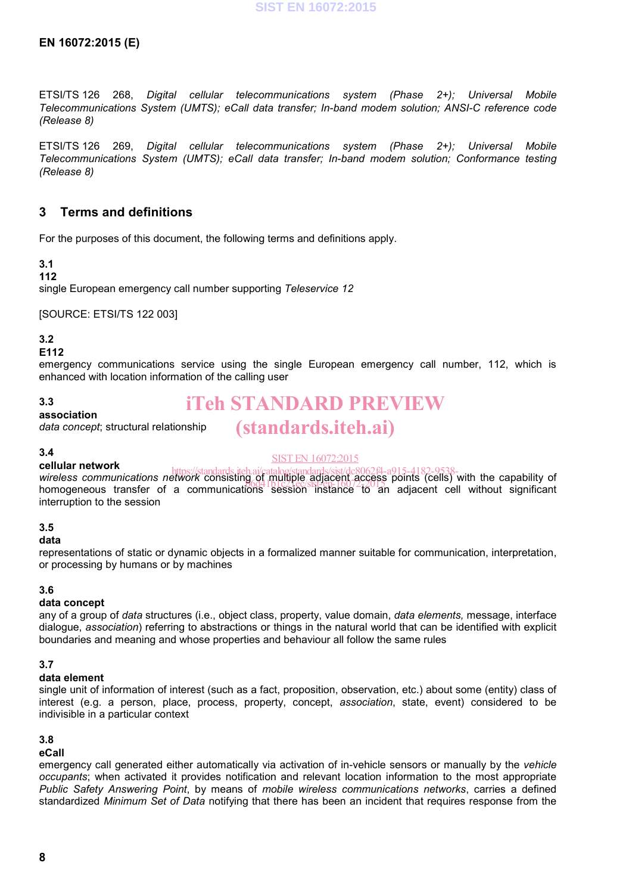ETSI/TS 126 268, *Digital cellular telecommunications system (Phase 2+); Universal Mobile Telecommunications System (UMTS); eCall data transfer; In-band modem solution; ANSI-C reference code (Release 8)*

ETSI/TS 126 269, *Digital cellular telecommunications system (Phase 2+); Universal Mobile Telecommunications System (UMTS); eCall data transfer; In-band modem solution; Conformance testing (Release 8)*

## 3 Terms and definitions

For the purposes of this document, the following terms and definitions apply.

**3.1**
**112**
single European emergency call number supporting *Teleservice 12*

[SOURCE: ETSI/TS 122 003]

**3.2**
**E112**
emergency communications service using the single European emergency call number, 112, which is enhanced with location information of the calling user

**3.3**
**association**
*data concept*; structural relationship

**3.4**
**cellular network**
*wireless communications network* consisting of multiple adjacent access points (cells) with the capability of homogeneous transfer of a communications session instance to an adjacent cell without significant interruption to the session

**3.5**
**data**
representations of static or dynamic objects in a formalized manner suitable for communication, interpretation, or processing by humans or by machines

**3.6**
**data concept**
any of a group of *data* structures (i.e., object class, property, value domain, *data elements,* message, interface dialogue, *association*) referring to abstractions or things in the natural world that can be identified with explicit boundaries and meaning and whose properties and behaviour all follow the same rules

**3.7**
**data element**
single unit of information of interest (such as a fact, proposition, observation, etc.) about some (entity) class of interest (e.g. a person, place, process, property, concept, *association*, state, event) considered to be indivisible in a particular context

**3.8**
**eCall**
emergency call generated either automatically via activation of in-vehicle sensors or manually by the *vehicle occupants*; when activated it provides notification and relevant location information to the most appropriate *Public Safety Answering Point*, by means of *mobile wireless communications networks*, carries a defined standardized *Minimum Set of Data* notifying that there has been an incident that requires response from the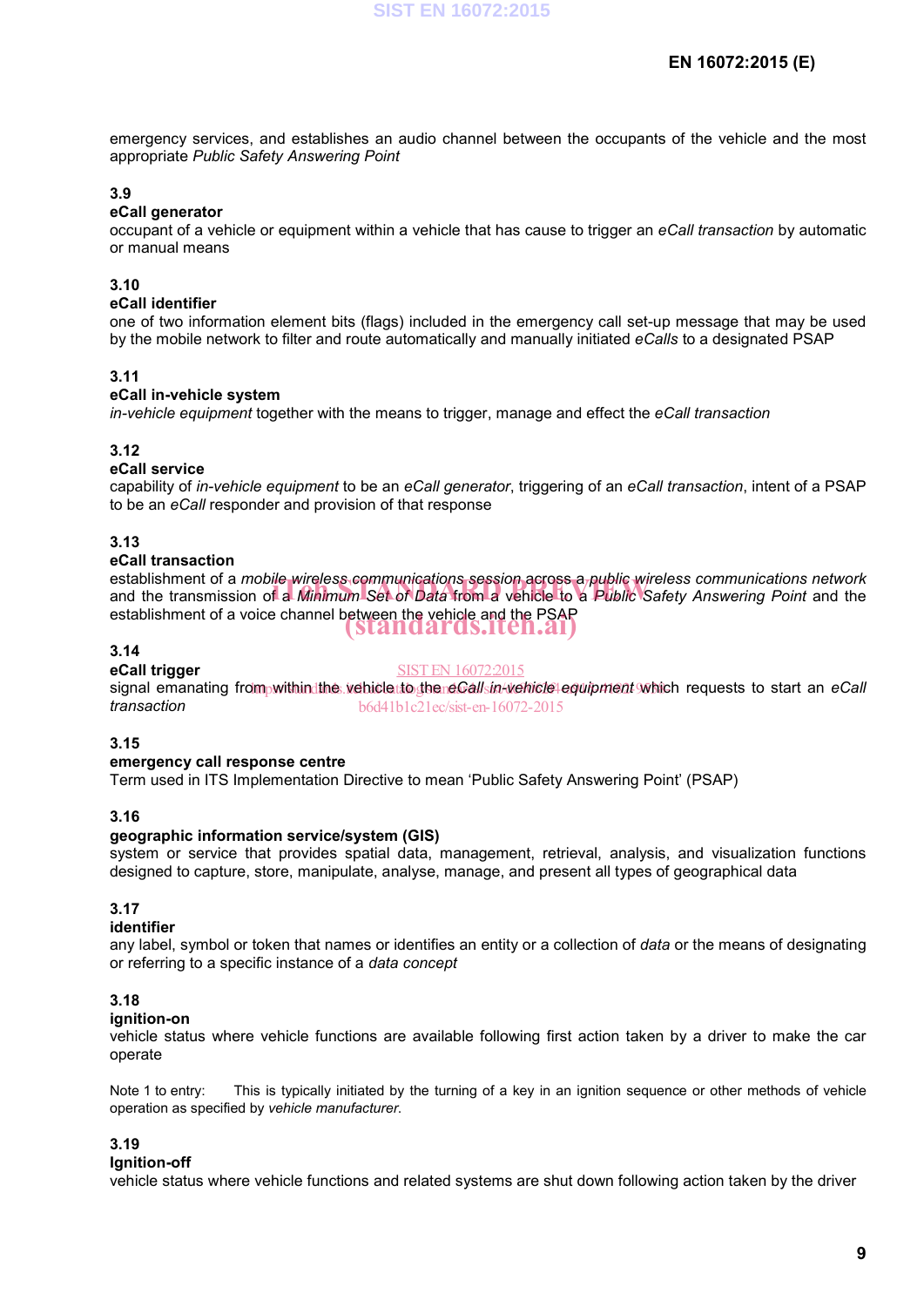emergency services, and establishes an audio channel between the occupants of the vehicle and the most appropriate *Public Safety Answering Point*

**3.9**
**eCall generator**
occupant of a vehicle or equipment within a vehicle that has cause to trigger an *eCall transaction* by automatic or manual means

**3.10**
**eCall identifier**
one of two information element bits (flags) included in the emergency call set-up message that may be used by the mobile network to filter and route automatically and manually initiated *eCalls* to a designated PSAP

**3.11**
**eCall in-vehicle system**
*in-vehicle equipment* together with the means to trigger, manage and effect the *eCall transaction*

**3.12**
**eCall service**
capability of *in-vehicle equipment* to be an *eCall generator*, triggering of an *eCall transaction*, intent of a PSAP to be an *eCall* responder and provision of that response

**3.13**
**eCall transaction**
establishment of a *mobile wireless communications session* across a *public wireless communications network* and the transmission of a *Minimum Set of Data* from a vehicle to a *Public Safety Answering Point* and the establishment of a voice channel between the vehicle and the PSAP

**3.14**
**eCall trigger**
signal emanating from within the vehicle to the *eCall in-vehicle equipment* which requests to start an *eCall transaction*

**3.15**
**emergency call response centre**
Term used in ITS Implementation Directive to mean 'Public Safety Answering Point' (PSAP)

**3.16**
**geographic information service/system (GIS)**
system or service that provides spatial data, management, retrieval, analysis, and visualization functions designed to capture, store, manipulate, analyse, manage, and present all types of geographical data

**3.17**
**identifier**
any label, symbol or token that names or identifies an entity or a collection of *data* or the means of designating or referring to a specific instance of a *data concept*

**3.18**
**ignition-on**
vehicle status where vehicle functions are available following first action taken by a driver to make the car operate

Note 1 to entry: This is typically initiated by the turning of a key in an ignition sequence or other methods of vehicle operation as specified by *vehicle manufacturer*.

**3.19**
**Ignition-off**
vehicle status where vehicle functions and related systems are shut down following action taken by the driver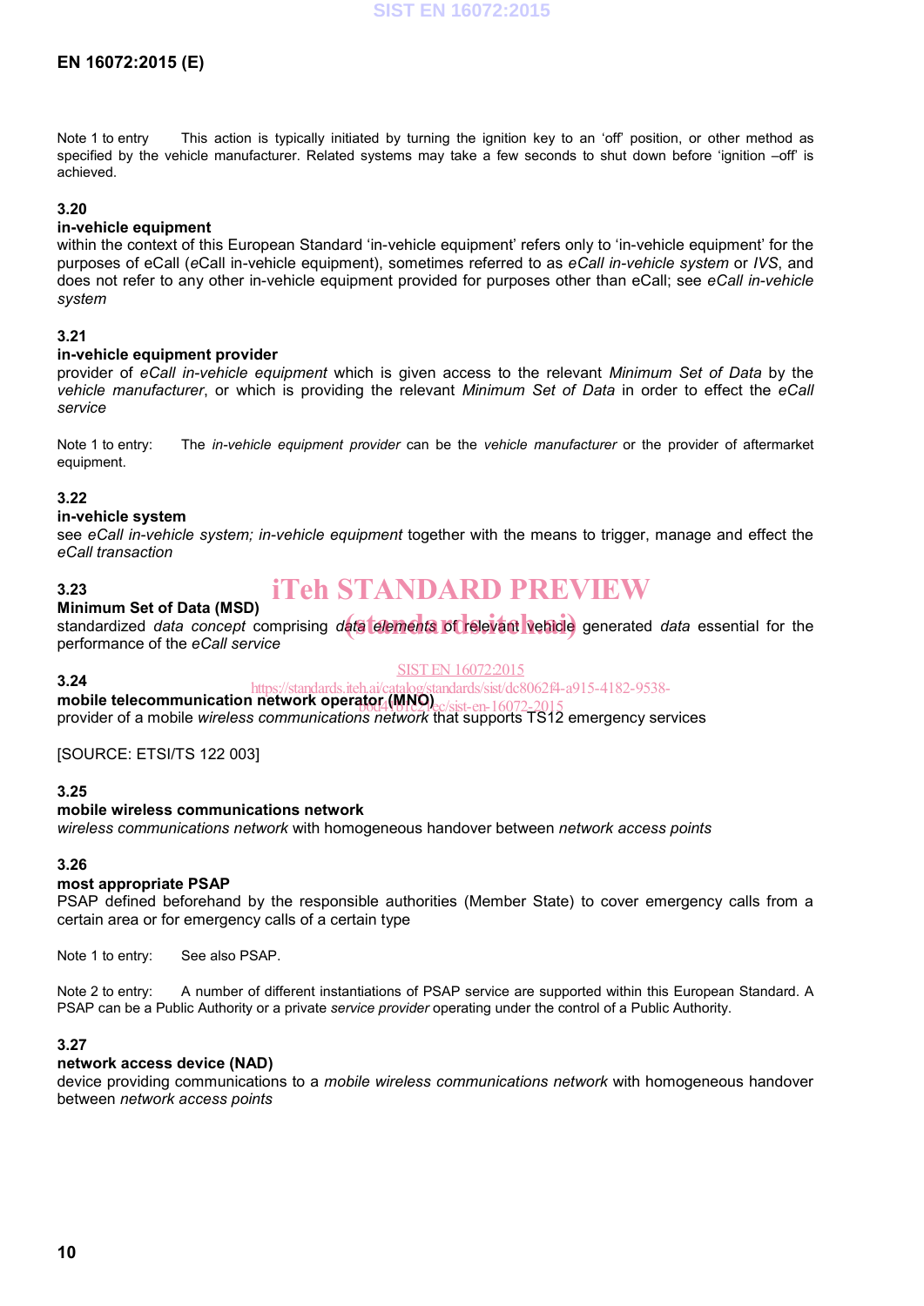Note 1 to entry This action is typically initiated by turning the ignition key to an 'off' position, or other method as specified by the vehicle manufacturer. Related systems may take a few seconds to shut down before 'ignition –off' is achieved.

**3.20**
**in-vehicle equipment**
within the context of this European Standard 'in-vehicle equipment' refers only to 'in-vehicle equipment' for the purposes of eCall (eCall in-vehicle equipment), sometimes referred to as *eCall in-vehicle system* or *IVS*, and does not refer to any other in-vehicle equipment provided for purposes other than eCall; see *eCall in-vehicle system*

**3.21**
**in-vehicle equipment provider**
provider of *eCall in-vehicle equipment* which is given access to the relevant *Minimum Set of Data* by the *vehicle manufacturer*, or which is providing the relevant *Minimum Set of Data* in order to effect the *eCall service*

Note 1 to entry: The *in-vehicle equipment provider* can be the *vehicle manufacturer* or the provider of aftermarket equipment.

**3.22**
**in-vehicle system**
see *eCall in-vehicle system; in-vehicle equipment* together with the means to trigger, manage and effect the *eCall transaction*

**3.23**
**Minimum Set of Data (MSD)**
standardized *data concept* comprising *data elements* of relevant *vehicle* generated *data* essential for the performance of the *eCall service*

**3.24**
**mobile telecommunication network operator (MNO)**
provider of a mobile *wireless communications network* that supports TS12 emergency services

[SOURCE: ETSI/TS 122 003]

**3.25**
**mobile wireless communications network**
*wireless communications network* with homogeneous handover between *network access points*

**3.26**
**most appropriate PSAP**
PSAP defined beforehand by the responsible authorities (Member State) to cover emergency calls from a certain area or for emergency calls of a certain type

Note 1 to entry: See also PSAP.

Note 2 to entry: A number of different instantiations of PSAP service are supported within this European Standard. A PSAP can be a Public Authority or a private *service provider* operating under the control of a Public Authority.

**3.27**
**network access device (NAD)**
device providing communications to a *mobile wireless communications network* with homogeneous handover between *network access points*